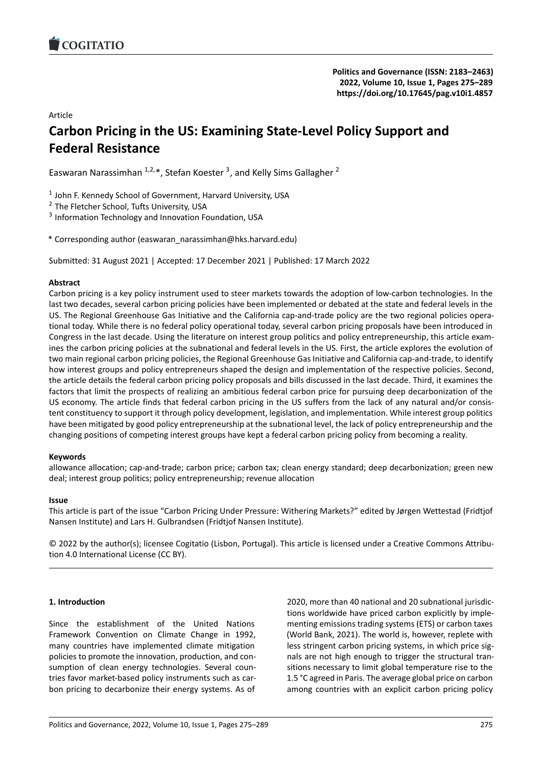Article

# Carbon Pricing in the US: Examining State-Level Policy Support and Federal Resistance

Easwaran Narassimhan [1,2,*], Stefan Koester [3], and Kelly Sims Gallagher [2]

[1] John F. Kennedy School of Government, Harvard University, USA
[2] The Fletcher School, Tufts University, USA
[3] Information Technology and Innovation Foundation, USA

* Corresponding author (easwaran_narassimhan@hks.harvard.edu)

Submitted: 31 August 2021 | Accepted: 17 December 2021 | Published: 17 March 2022

**Abstract**

Carbon pricing is a key policy instrument used to steer markets towards the adoption of low-carbon technologies. In the last two decades, several carbon pricing policies have been implemented or debated at the state and federal levels in the US. The Regional Greenhouse Gas Initiative and the California cap-and-trade policy are the two regional policies operational today. While there is no federal policy operational today, several carbon pricing proposals have been introduced in Congress in the last decade. Using the literature on interest group politics and policy entrepreneurship, this article examines the carbon pricing policies at the subnational and federal levels in the US. First, the article explores the evolution of two main regional carbon pricing policies, the Regional Greenhouse Gas Initiative and California cap-and-trade, to identify how interest groups and policy entrepreneurs shaped the design and implementation of the respective policies. Second, the article details the federal carbon pricing policy proposals and bills discussed in the last decade. Third, it examines the factors that limit the prospects of realizing an ambitious federal carbon price for pursuing deep decarbonization of the US economy. The article finds that federal carbon pricing in the US suffers from the lack of any natural and/or consistent constituency to support it through policy development, legislation, and implementation. While interest group politics have been mitigated by good policy entrepreneurship at the subnational level, the lack of policy entrepreneurship and the changing positions of competing interest groups have kept a federal carbon pricing policy from becoming a reality.

**Keywords**

allowance allocation; cap-and-trade; carbon price; carbon tax; clean energy standard; deep decarbonization; green new deal; interest group politics; policy entrepreneurship; revenue allocation

**Issue**

This article is part of the issue "Carbon Pricing Under Pressure: Withering Markets?" edited by Jørgen Wettestad (Fridtjof Nansen Institute) and Lars H. Gulbrandsen (Fridtjof Nansen Institute).

© 2022 by the author(s); licensee Cogitatio (Lisbon, Portugal). This article is licensed under a Creative Commons Attribution 4.0 International License (CC BY).

## 1. Introduction

Since the establishment of the United Nations Framework Convention on Climate Change in 1992, many countries have implemented climate mitigation policies to promote the innovation, production, and consumption of clean energy technologies. Several countries favor market-based policy instruments such as carbon pricing to decarbonize their energy systems. As of 2020, more than 40 national and 20 subnational jurisdictions worldwide have priced carbon explicitly by implementing emissions trading systems (ETS) or carbon taxes (World Bank, 2021). The world is, however, replete with less stringent carbon pricing systems, in which price signals are not high enough to trigger the structural transitions necessary to limit global temperature rise to the 1.5 °C agreed in Paris. The average global price on carbon among countries with an explicit carbon pricing policy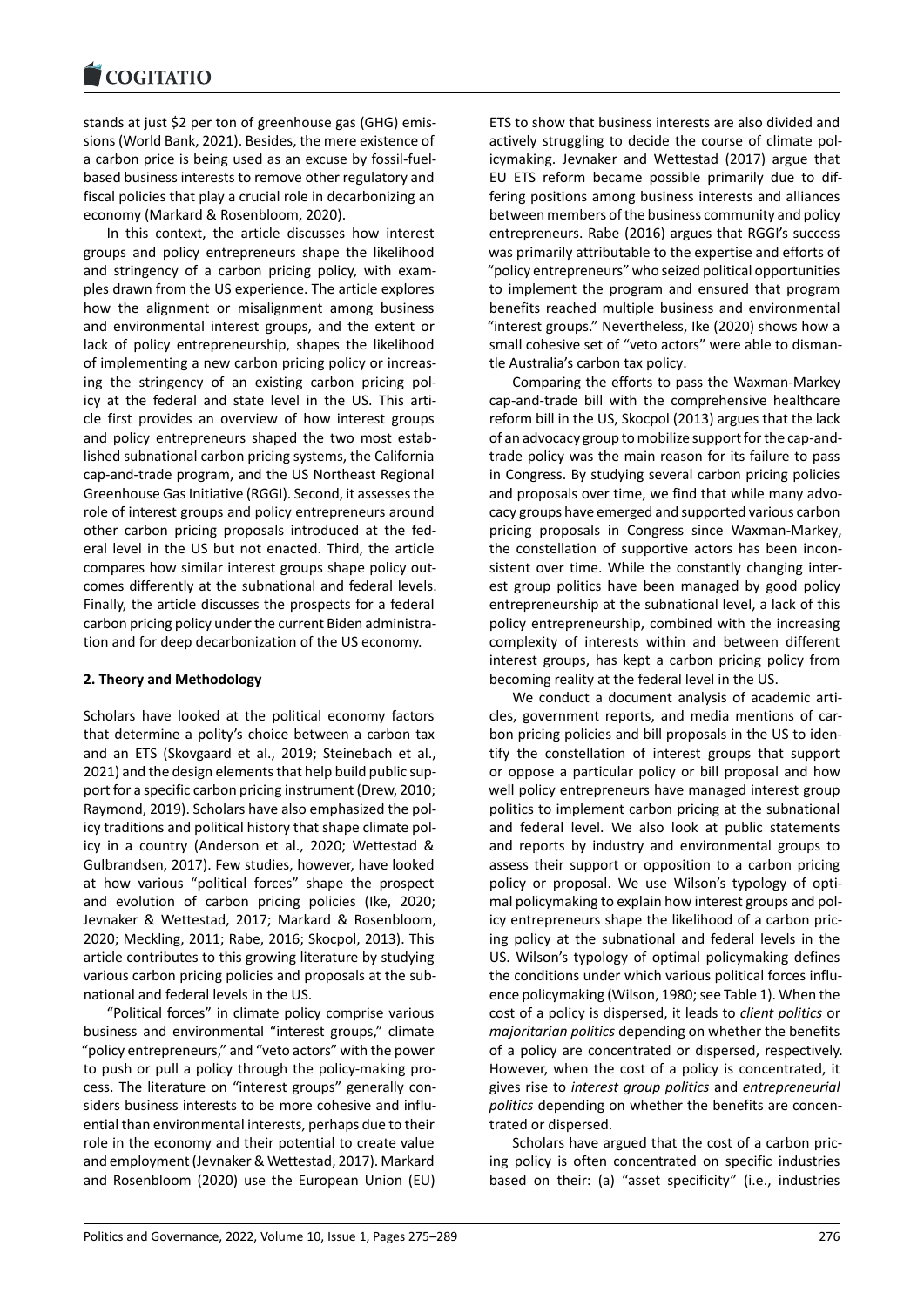stands at just \$2 per ton of greenhouse gas (GHG) emissions (World Bank, 2021). Besides, the mere existence of a carbon price is being used as an excuse by fossil-fuel-based business interests to remove other regulatory and fiscal policies that play a crucial role in decarbonizing an economy (Markard & Rosenbloom, 2020).

In this context, the article discusses how interest groups and policy entrepreneurs shape the likelihood and stringency of a carbon pricing policy, with examples drawn from the US experience. The article explores how the alignment or misalignment among business and environmental interest groups, and the extent or lack of policy entrepreneurship, shapes the likelihood of implementing a new carbon pricing policy or increasing the stringency of an existing carbon pricing policy at the federal and state level in the US. This article first provides an overview of how interest groups and policy entrepreneurs shaped the two most established subnational carbon pricing systems, the California cap-and-trade program, and the US Northeast Regional Greenhouse Gas Initiative (RGGI). Second, it assesses the role of interest groups and policy entrepreneurs around other carbon pricing proposals introduced at the federal level in the US but not enacted. Third, the article compares how similar interest groups shape policy outcomes differently at the subnational and federal levels. Finally, the article discusses the prospects for a federal carbon pricing policy under the current Biden administration and for deep decarbonization of the US economy.

## 2. Theory and Methodology

Scholars have looked at the political economy factors that determine a polity's choice between a carbon tax and an ETS (Skovgaard et al., 2019; Steinebach et al., 2021) and the design elements that help build public support for a specific carbon pricing instrument (Drew, 2010; Raymond, 2019). Scholars have also emphasized the policy traditions and political history that shape climate policy in a country (Anderson et al., 2020; Wettestad & Gulbrandsen, 2017). Few studies, however, have looked at how various "political forces" shape the prospect and evolution of carbon pricing policies (Ike, 2020; Jevnaker & Wettestad, 2017; Markard & Rosenbloom, 2020; Meckling, 2011; Rabe, 2016; Skocpol, 2013). This article contributes to this growing literature by studying various carbon pricing policies and proposals at the subnational and federal levels in the US.

"Political forces" in climate policy comprise various business and environmental "interest groups," climate "policy entrepreneurs," and "veto actors" with the power to push or pull a policy through the policy-making process. The literature on "interest groups" generally considers business interests to be more cohesive and influential than environmental interests, perhaps due to their role in the economy and their potential to create value and employment (Jevnaker & Wettestad, 2017). Markard and Rosenbloom (2020) use the European Union (EU) ETS to show that business interests are also divided and actively struggling to decide the course of climate policymaking. Jevnaker and Wettestad (2017) argue that EU ETS reform became possible primarily due to differing positions among business interests and alliances between members of the business community and policy entrepreneurs. Rabe (2016) argues that RGGI's success was primarily attributable to the expertise and efforts of "policy entrepreneurs" who seized political opportunities to implement the program and ensured that program benefits reached multiple business and environmental "interest groups." Nevertheless, Ike (2020) shows how a small cohesive set of "veto actors" were able to dismantle Australia's carbon tax policy.

Comparing the efforts to pass the Waxman-Markey cap-and-trade bill with the comprehensive healthcare reform bill in the US, Skocpol (2013) argues that the lack of an advocacy group to mobilize support for the cap-and-trade policy was the main reason for its failure to pass in Congress. By studying several carbon pricing policies and proposals over time, we find that while many advocacy groups have emerged and supported various carbon pricing proposals in Congress since Waxman-Markey, the constellation of supportive actors has been inconsistent over time. While the constantly changing interest group politics have been managed by good policy entrepreneurship at the subnational level, a lack of this policy entrepreneurship, combined with the increasing complexity of interests within and between different interest groups, has kept a carbon pricing policy from becoming reality at the federal level in the US.

We conduct a document analysis of academic articles, government reports, and media mentions of carbon pricing policies and bill proposals in the US to identify the constellation of interest groups that support or oppose a particular policy or bill proposal and how well policy entrepreneurs have managed interest group politics to implement carbon pricing at the subnational and federal level. We also look at public statements and reports by industry and environmental groups to assess their support or opposition to a carbon pricing policy or proposal. We use Wilson's typology of optimal policymaking to explain how interest groups and policy entrepreneurs shape the likelihood of a carbon pricing policy at the subnational and federal levels in the US. Wilson's typology of optimal policymaking defines the conditions under which various political forces influence policymaking (Wilson, 1980; see Table 1). When the cost of a policy is dispersed, it leads to *client politics* or *majoritarian politics* depending on whether the benefits of a policy are concentrated or dispersed, respectively. However, when the cost of a policy is concentrated, it gives rise to *interest group politics* and *entrepreneurial politics* depending on whether the benefits are concentrated or dispersed.

Scholars have argued that the cost of a carbon pricing policy is often concentrated on specific industries based on their: (a) "asset specificity" (i.e., industries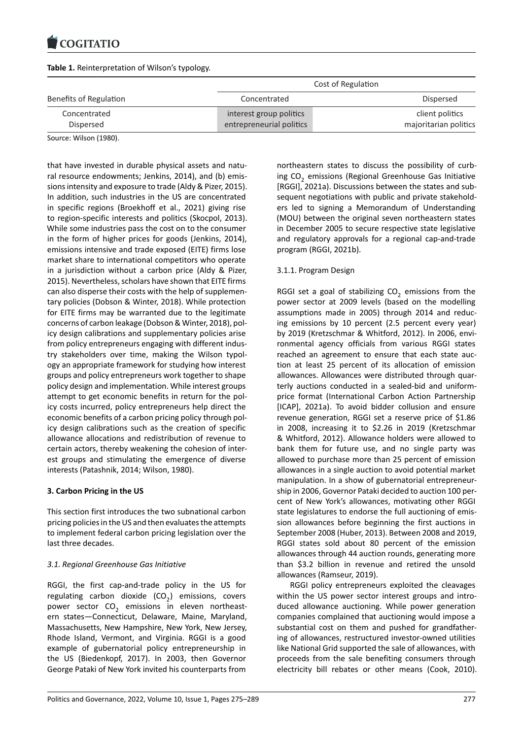**Table 1.** Reinterpretation of Wilson's typology.

| | Cost of Regulation | |
|---|---|---|
| Benefits of Regulation | Concentrated | Dispersed |
| Concentrated | interest group politics | client politics |
| Dispersed | entrepreneurial politics | majoritarian politics |

Source: Wilson (1980).

that have invested in durable physical assets and natural resource endowments; Jenkins, 2014), and (b) emissions intensity and exposure to trade (Aldy & Pizer, 2015). In addition, such industries in the US are concentrated in specific regions (Broekhoff et al., 2021) giving rise to region-specific interests and politics (Skocpol, 2013). While some industries pass the cost on to the consumer in the form of higher prices for goods (Jenkins, 2014), emissions intensive and trade exposed (EITE) firms lose market share to international competitors who operate in a jurisdiction without a carbon price (Aldy & Pizer, 2015). Nevertheless, scholars have shown that EITE firms can also disperse their costs with the help of supplementary policies (Dobson & Winter, 2018). While protection for EITE firms may be warranted due to the legitimate concerns of carbon leakage (Dobson & Winter, 2018), policy design calibrations and supplementary policies arise from policy entrepreneurs engaging with different industry stakeholders over time, making the Wilson typology an appropriate framework for studying how interest groups and policy entrepreneurs work together to shape policy design and implementation. While interest groups attempt to get economic benefits in return for the policy costs incurred, policy entrepreneurs help direct the economic benefits of a carbon pricing policy through policy design calibrations such as the creation of specific allowance allocations and redistribution of revenue to certain actors, thereby weakening the cohesion of interest groups and stimulating the emergence of diverse interests (Patashnik, 2014; Wilson, 1980).

## 3. Carbon Pricing in the US

This section first introduces the two subnational carbon pricing policies in the US and then evaluates the attempts to implement federal carbon pricing legislation over the last three decades.

### *3.1. Regional Greenhouse Gas Initiative*

RGGI, the first cap-and-trade policy in the US for regulating carbon dioxide ($CO_2$) emissions, covers power sector $CO_2$ emissions in eleven northeastern states—Connecticut, Delaware, Maine, Maryland, Massachusetts, New Hampshire, New York, New Jersey, Rhode Island, Vermont, and Virginia. RGGI is a good example of gubernatorial policy entrepreneurship in the US (Biedenkopf, 2017). In 2003, then Governor George Pataki of New York invited his counterparts from northeastern states to discuss the possibility of curbing $CO_2$ emissions (Regional Greenhouse Gas Initiative [RGGI], 2021a). Discussions between the states and subsequent negotiations with public and private stakeholders led to signing a Memorandum of Understanding (MOU) between the original seven northeastern states in December 2005 to secure respective state legislative and regulatory approvals for a regional cap-and-trade program (RGGI, 2021b).

#### 3.1.1. Program Design

RGGI set a goal of stabilizing $CO_2$ emissions from the power sector at 2009 levels (based on the modelling assumptions made in 2005) through 2014 and reducing emissions by 10 percent (2.5 percent every year) by 2019 (Kretzschmar & Whitford, 2012). In 2006, environmental agency officials from various RGGI states reached an agreement to ensure that each state auction at least 25 percent of its allocation of emission allowances. Allowances were distributed through quarterly auctions conducted in a sealed-bid and uniform-price format (International Carbon Action Partnership [ICAP], 2021a). To avoid bidder collusion and ensure revenue generation, RGGI set a reserve price of \$1.86 in 2008, increasing it to \$2.26 in 2019 (Kretzschmar & Whitford, 2012). Allowance holders were allowed to bank them for future use, and no single party was allowed to purchase more than 25 percent of emission allowances in a single auction to avoid potential market manipulation. In a show of gubernatorial entrepreneurship in 2006, Governor Pataki decided to auction 100 percent of New York's allowances, motivating other RGGI state legislatures to endorse the full auctioning of emission allowances before beginning the first auctions in September 2008 (Huber, 2013). Between 2008 and 2019, RGGI states sold about 80 percent of the emission allowances through 44 auction rounds, generating more than \$3.2 billion in revenue and retired the unsold allowances (Ramseur, 2019).

RGGI policy entrepreneurs exploited the cleavages within the US power sector interest groups and introduced allowance auctioning. While power generation companies complained that auctioning would impose a substantial cost on them and pushed for grandfathering of allowances, restructured investor-owned utilities like National Grid supported the sale of allowances, with proceeds from the sale benefiting consumers through electricity bill rebates or other means (Cook, 2010).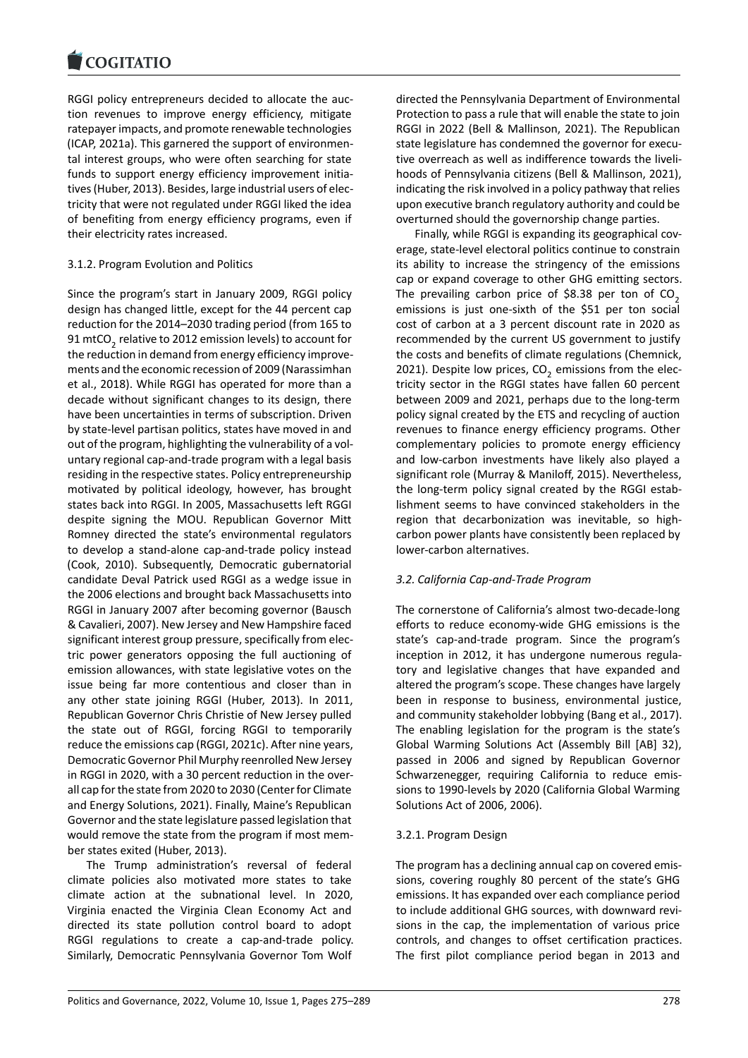RGGI policy entrepreneurs decided to allocate the auction revenues to improve energy efficiency, mitigate ratepayer impacts, and promote renewable technologies (ICAP, 2021a). This garnered the support of environmental interest groups, who were often searching for state funds to support energy efficiency improvement initiatives (Huber, 2013). Besides, large industrial users of electricity that were not regulated under RGGI liked the idea of benefiting from energy efficiency programs, even if their electricity rates increased.

#### 3.1.2. Program Evolution and Politics

Since the program's start in January 2009, RGGI policy design has changed little, except for the 44 percent cap reduction for the 2014–2030 trading period (from 165 to 91 $mtCO_2$ relative to 2012 emission levels) to account for the reduction in demand from energy efficiency improvements and the economic recession of 2009 (Narassimhan et al., 2018). While RGGI has operated for more than a decade without significant changes to its design, there have been uncertainties in terms of subscription. Driven by state-level partisan politics, states have moved in and out of the program, highlighting the vulnerability of a voluntary regional cap-and-trade program with a legal basis residing in the respective states. Policy entrepreneurship motivated by political ideology, however, has brought states back into RGGI. In 2005, Massachusetts left RGGI despite signing the MOU. Republican Governor Mitt Romney directed the state's environmental regulators to develop a stand-alone cap-and-trade policy instead (Cook, 2010). Subsequently, Democratic gubernatorial candidate Deval Patrick used RGGI as a wedge issue in the 2006 elections and brought back Massachusetts into RGGI in January 2007 after becoming governor (Bausch & Cavalieri, 2007). New Jersey and New Hampshire faced significant interest group pressure, specifically from electric power generators opposing the full auctioning of emission allowances, with state legislative votes on the issue being far more contentious and closer than in any other state joining RGGI (Huber, 2013). In 2011, Republican Governor Chris Christie of New Jersey pulled the state out of RGGI, forcing RGGI to temporarily reduce the emissions cap (RGGI, 2021c). After nine years, Democratic Governor Phil Murphy reenrolled New Jersey in RGGI in 2020, with a 30 percent reduction in the overall cap for the state from 2020 to 2030 (Center for Climate and Energy Solutions, 2021). Finally, Maine's Republican Governor and the state legislature passed legislation that would remove the state from the program if most member states exited (Huber, 2013).

The Trump administration's reversal of federal climate policies also motivated more states to take climate action at the subnational level. In 2020, Virginia enacted the Virginia Clean Economy Act and directed its state pollution control board to adopt RGGI regulations to create a cap-and-trade policy. Similarly, Democratic Pennsylvania Governor Tom Wolf directed the Pennsylvania Department of Environmental Protection to pass a rule that will enable the state to join RGGI in 2022 (Bell & Mallinson, 2021). The Republican state legislature has condemned the governor for executive overreach as well as indifference towards the livelihoods of Pennsylvania citizens (Bell & Mallinson, 2021), indicating the risk involved in a policy pathway that relies upon executive branch regulatory authority and could be overturned should the governorship change parties.

Finally, while RGGI is expanding its geographical coverage, state-level electoral politics continue to constrain its ability to increase the stringency of the emissions cap or expand coverage to other GHG emitting sectors. The prevailing carbon price of \$8.38 per ton of $CO_2$ emissions is just one-sixth of the \$51 per ton social cost of carbon at a 3 percent discount rate in 2020 as recommended by the current US government to justify the costs and benefits of climate regulations (Chemnick, 2021). Despite low prices, $CO_2$ emissions from the electricity sector in the RGGI states have fallen 60 percent between 2009 and 2021, perhaps due to the long-term policy signal created by the ETS and recycling of auction revenues to finance energy efficiency programs. Other complementary policies to promote energy efficiency and low-carbon investments have likely also played a significant role (Murray & Maniloff, 2015). Nevertheless, the long-term policy signal created by the RGGI establishment seems to have convinced stakeholders in the region that decarbonization was inevitable, so high-carbon power plants have consistently been replaced by lower-carbon alternatives.

### *3.2. California Cap-and-Trade Program*

The cornerstone of California's almost two-decade-long efforts to reduce economy-wide GHG emissions is the state's cap-and-trade program. Since the program's inception in 2012, it has undergone numerous regulatory and legislative changes that have expanded and altered the program's scope. These changes have largely been in response to business, environmental justice, and community stakeholder lobbying (Bang et al., 2017). The enabling legislation for the program is the state's Global Warming Solutions Act (Assembly Bill [AB] 32), passed in 2006 and signed by Republican Governor Schwarzenegger, requiring California to reduce emissions to 1990-levels by 2020 (California Global Warming Solutions Act of 2006, 2006).

#### 3.2.1. Program Design

The program has a declining annual cap on covered emissions, covering roughly 80 percent of the state's GHG emissions. It has expanded over each compliance period to include additional GHG sources, with downward revisions in the cap, the implementation of various price controls, and changes to offset certification practices. The first pilot compliance period began in 2013 and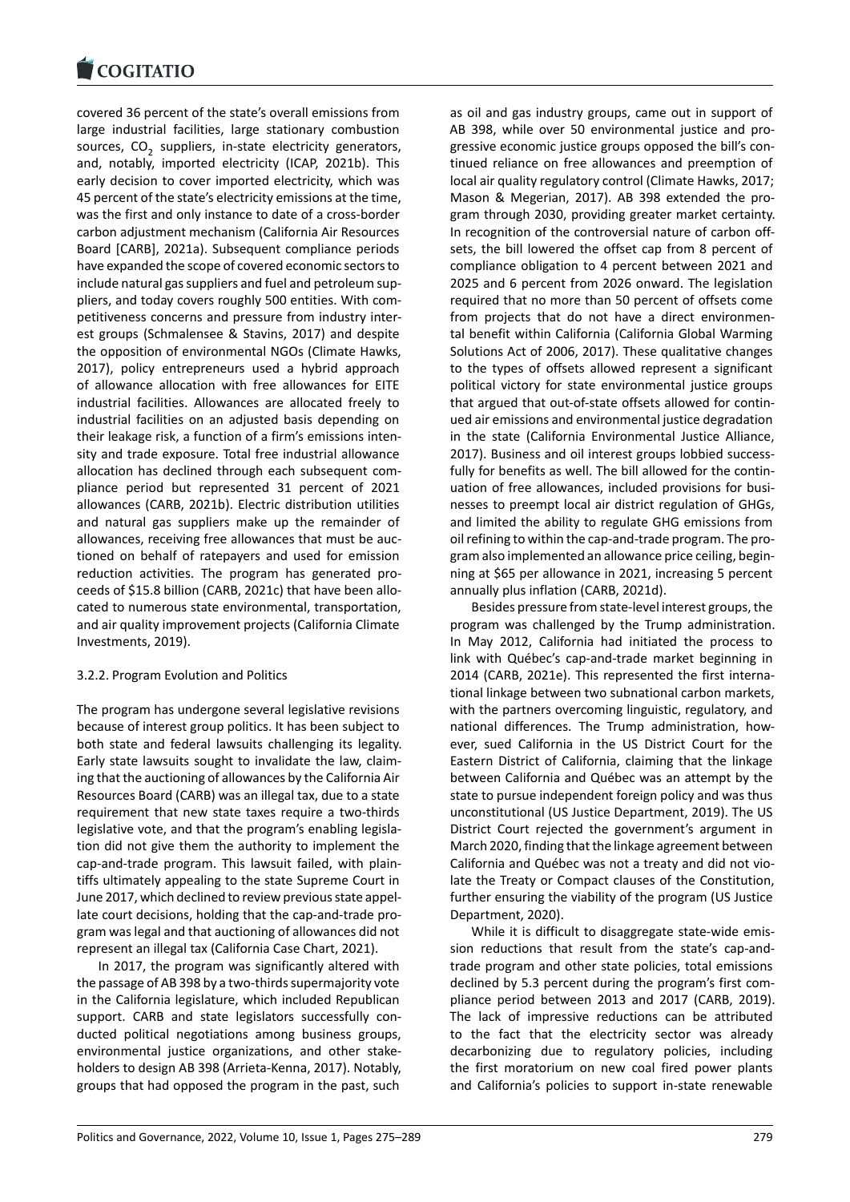covered 36 percent of the state's overall emissions from large industrial facilities, large stationary combustion sources, $CO_2$ suppliers, in-state electricity generators, and, notably, imported electricity (ICAP, 2021b). This early decision to cover imported electricity, which was 45 percent of the state's electricity emissions at the time, was the first and only instance to date of a cross-border carbon adjustment mechanism (California Air Resources Board [CARB], 2021a). Subsequent compliance periods have expanded the scope of covered economic sectors to include natural gas suppliers and fuel and petroleum suppliers, and today covers roughly 500 entities. With competitiveness concerns and pressure from industry interest groups (Schmalensee & Stavins, 2017) and despite the opposition of environmental NGOs (Climate Hawks, 2017), policy entrepreneurs used a hybrid approach of allowance allocation with free allowances for EITE industrial facilities. Allowances are allocated freely to industrial facilities on an adjusted basis depending on their leakage risk, a function of a firm's emissions intensity and trade exposure. Total free industrial allowance allocation has declined through each subsequent compliance period but represented 31 percent of 2021 allowances (CARB, 2021b). Electric distribution utilities and natural gas suppliers make up the remainder of allowances, receiving free allowances that must be auctioned on behalf of ratepayers and used for emission reduction activities. The program has generated proceeds of $15.8 billion (CARB, 2021c) that have been allocated to numerous state environmental, transportation, and air quality improvement projects (California Climate Investments, 2019).

### 3.2.2. Program Evolution and Politics

The program has undergone several legislative revisions because of interest group politics. It has been subject to both state and federal lawsuits challenging its legality. Early state lawsuits sought to invalidate the law, claiming that the auctioning of allowances by the California Air Resources Board (CARB) was an illegal tax, due to a state requirement that new state taxes require a two-thirds legislative vote, and that the program's enabling legislation did not give them the authority to implement the cap-and-trade program. This lawsuit failed, with plaintiffs ultimately appealing to the state Supreme Court in June 2017, which declined to review previous state appellate court decisions, holding that the cap-and-trade program was legal and that auctioning of allowances did not represent an illegal tax (California Case Chart, 2021).

In 2017, the program was significantly altered with the passage of AB 398 by a two-thirds supermajority vote in the California legislature, which included Republican support. CARB and state legislators successfully conducted political negotiations among business groups, environmental justice organizations, and other stakeholders to design AB 398 (Arrieta-Kenna, 2017). Notably, groups that had opposed the program in the past, such as oil and gas industry groups, came out in support of AB 398, while over 50 environmental justice and progressive economic justice groups opposed the bill's continued reliance on free allowances and preemption of local air quality regulatory control (Climate Hawks, 2017; Mason & Megerian, 2017). AB 398 extended the program through 2030, providing greater market certainty. In recognition of the controversial nature of carbon offsets, the bill lowered the offset cap from 8 percent of compliance obligation to 4 percent between 2021 and 2025 and 6 percent from 2026 onward. The legislation required that no more than 50 percent of offsets come from projects that do not have a direct environmental benefit within California (California Global Warming Solutions Act of 2006, 2017). These qualitative changes to the types of offsets allowed represent a significant political victory for state environmental justice groups that argued that out-of-state offsets allowed for continued air emissions and environmental justice degradation in the state (California Environmental Justice Alliance, 2017). Business and oil interest groups lobbied successfully for benefits as well. The bill allowed for the continuation of free allowances, included provisions for businesses to preempt local air district regulation of GHGs, and limited the ability to regulate GHG emissions from oil refining to within the cap-and-trade program. The program also implemented an allowance price ceiling, beginning at $65 per allowance in 2021, increasing 5 percent annually plus inflation (CARB, 2021d).

Besides pressure from state-level interest groups, the program was challenged by the Trump administration. In May 2012, California had initiated the process to link with Québec's cap-and-trade market beginning in 2014 (CARB, 2021e). This represented the first international linkage between two subnational carbon markets, with the partners overcoming linguistic, regulatory, and national differences. The Trump administration, however, sued California in the US District Court for the Eastern District of California, claiming that the linkage between California and Québec was an attempt by the state to pursue independent foreign policy and was thus unconstitutional (US Justice Department, 2019). The US District Court rejected the government's argument in March 2020, finding that the linkage agreement between California and Québec was not a treaty and did not violate the Treaty or Compact clauses of the Constitution, further ensuring the viability of the program (US Justice Department, 2020).

While it is difficult to disaggregate state-wide emission reductions that result from the state's cap-and-trade program and other state policies, total emissions declined by 5.3 percent during the program's first compliance period between 2013 and 2017 (CARB, 2019). The lack of impressive reductions can be attributed to the fact that the electricity sector was already decarbonizing due to regulatory policies, including the first moratorium on new coal fired power plants and California's policies to support in-state renewable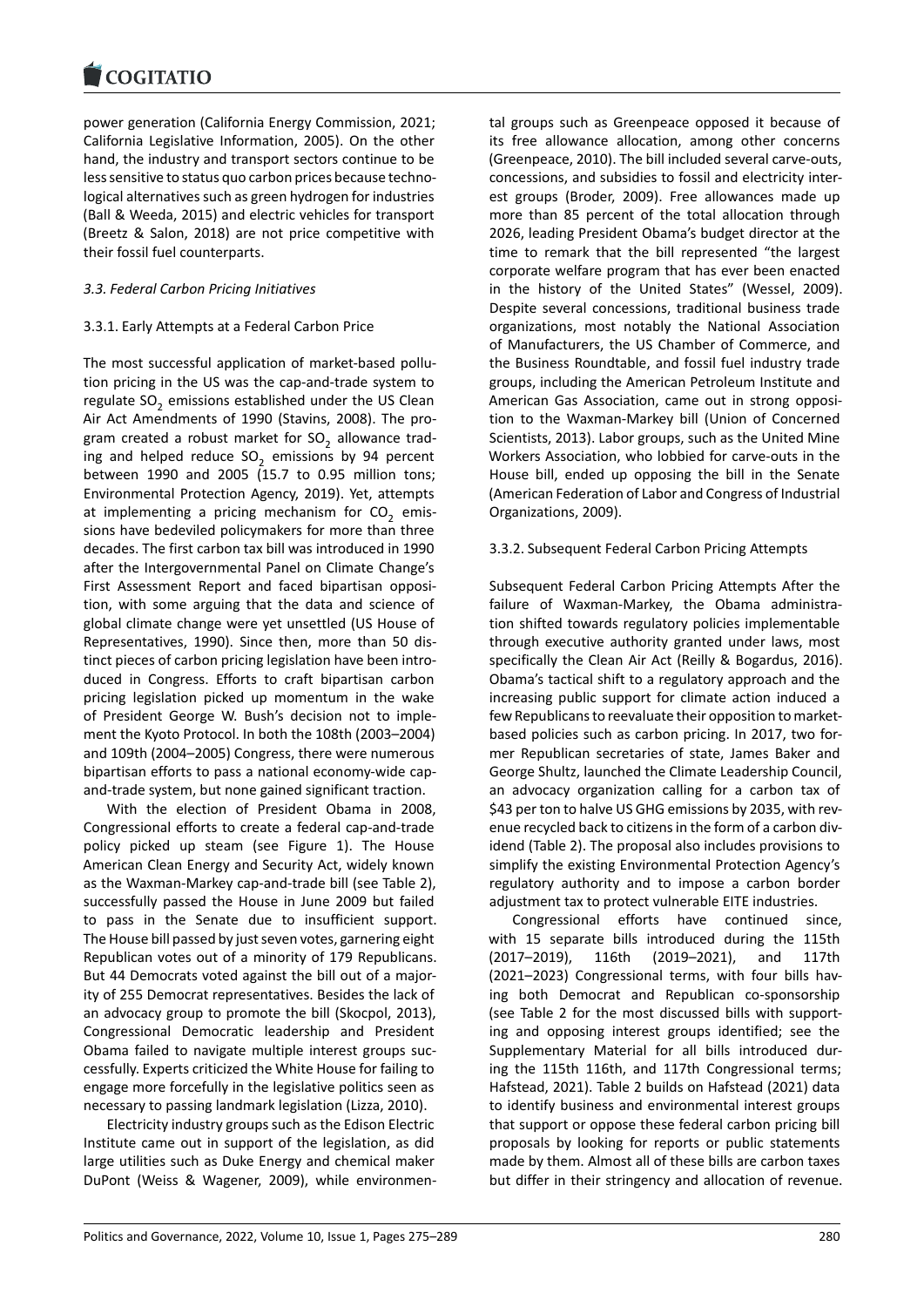power generation (California Energy Commission, 2021; California Legislative Information, 2005). On the other hand, the industry and transport sectors continue to be less sensitive to status quo carbon prices because technological alternatives such as green hydrogen for industries (Ball & Weeda, 2015) and electric vehicles for transport (Breetz & Salon, 2018) are not price competitive with their fossil fuel counterparts.

### *3.3. Federal Carbon Pricing Initiatives*

#### 3.3.1. Early Attempts at a Federal Carbon Price

The most successful application of market-based pollution pricing in the US was the cap-and-trade system to regulate $SO_2$ emissions established under the US Clean Air Act Amendments of 1990 (Stavins, 2008). The program created a robust market for $SO_2$ allowance trading and helped reduce $SO_2$ emissions by 94 percent between 1990 and 2005 (15.7 to 0.95 million tons; Environmental Protection Agency, 2019). Yet, attempts at implementing a pricing mechanism for $CO_2$ emissions have bedeviled policymakers for more than three decades. The first carbon tax bill was introduced in 1990 after the Intergovernmental Panel on Climate Change's First Assessment Report and faced bipartisan opposition, with some arguing that the data and science of global climate change were yet unsettled (US House of Representatives, 1990). Since then, more than 50 distinct pieces of carbon pricing legislation have been introduced in Congress. Efforts to craft bipartisan carbon pricing legislation picked up momentum in the wake of President George W. Bush's decision not to implement the Kyoto Protocol. In both the 108th (2003–2004) and 109th (2004–2005) Congress, there were numerous bipartisan efforts to pass a national economy-wide cap-and-trade system, but none gained significant traction.

With the election of President Obama in 2008, Congressional efforts to create a federal cap-and-trade policy picked up steam (see Figure 1). The House American Clean Energy and Security Act, widely known as the Waxman-Markey cap-and-trade bill (see Table 2), successfully passed the House in June 2009 but failed to pass in the Senate due to insufficient support. The House bill passed by just seven votes, garnering eight Republican votes out of a minority of 179 Republicans. But 44 Democrats voted against the bill out of a majority of 255 Democrat representatives. Besides the lack of an advocacy group to promote the bill (Skocpol, 2013), Congressional Democratic leadership and President Obama failed to navigate multiple interest groups successfully. Experts criticized the White House for failing to engage more forcefully in the legislative politics seen as necessary to passing landmark legislation (Lizza, 2010).

Electricity industry groups such as the Edison Electric Institute came out in support of the legislation, as did large utilities such as Duke Energy and chemical maker DuPont (Weiss & Wagener, 2009), while environmental groups such as Greenpeace opposed it because of its free allowance allocation, among other concerns (Greenpeace, 2010). The bill included several carve-outs, concessions, and subsidies to fossil and electricity interest groups (Broder, 2009). Free allowances made up more than 85 percent of the total allocation through 2026, leading President Obama's budget director at the time to remark that the bill represented "the largest corporate welfare program that has ever been enacted in the history of the United States" (Wessel, 2009). Despite several concessions, traditional business trade organizations, most notably the National Association of Manufacturers, the US Chamber of Commerce, and the Business Roundtable, and fossil fuel industry trade groups, including the American Petroleum Institute and American Gas Association, came out in strong opposition to the Waxman-Markey bill (Union of Concerned Scientists, 2013). Labor groups, such as the United Mine Workers Association, who lobbied for carve-outs in the House bill, ended up opposing the bill in the Senate (American Federation of Labor and Congress of Industrial Organizations, 2009).

#### 3.3.2. Subsequent Federal Carbon Pricing Attempts

Subsequent Federal Carbon Pricing Attempts After the failure of Waxman-Markey, the Obama administration shifted towards regulatory policies implementable through executive authority granted under laws, most specifically the Clean Air Act (Reilly & Bogardus, 2016). Obama's tactical shift to a regulatory approach and the increasing public support for climate action induced a few Republicans to reevaluate their opposition to market-based policies such as carbon pricing. In 2017, two former Republican secretaries of state, James Baker and George Shultz, launched the Climate Leadership Council, an advocacy organization calling for a carbon tax of \$43 per ton to halve US GHG emissions by 2035, with revenue recycled back to citizens in the form of a carbon dividend (Table 2). The proposal also includes provisions to simplify the existing Environmental Protection Agency's regulatory authority and to impose a carbon border adjustment tax to protect vulnerable EITE industries.

Congressional efforts have continued since, with 15 separate bills introduced during the 115th (2017–2019), 116th (2019–2021), and 117th (2021–2023) Congressional terms, with four bills having both Democrat and Republican co-sponsorship (see Table 2 for the most discussed bills with supporting and opposing interest groups identified; see the Supplementary Material for all bills introduced during the 115th 116th, and 117th Congressional terms; Hafstead, 2021). Table 2 builds on Hafstead (2021) data to identify business and environmental interest groups that support or oppose these federal carbon pricing bill proposals by looking for reports or public statements made by them. Almost all of these bills are carbon taxes but differ in their stringency and allocation of revenue.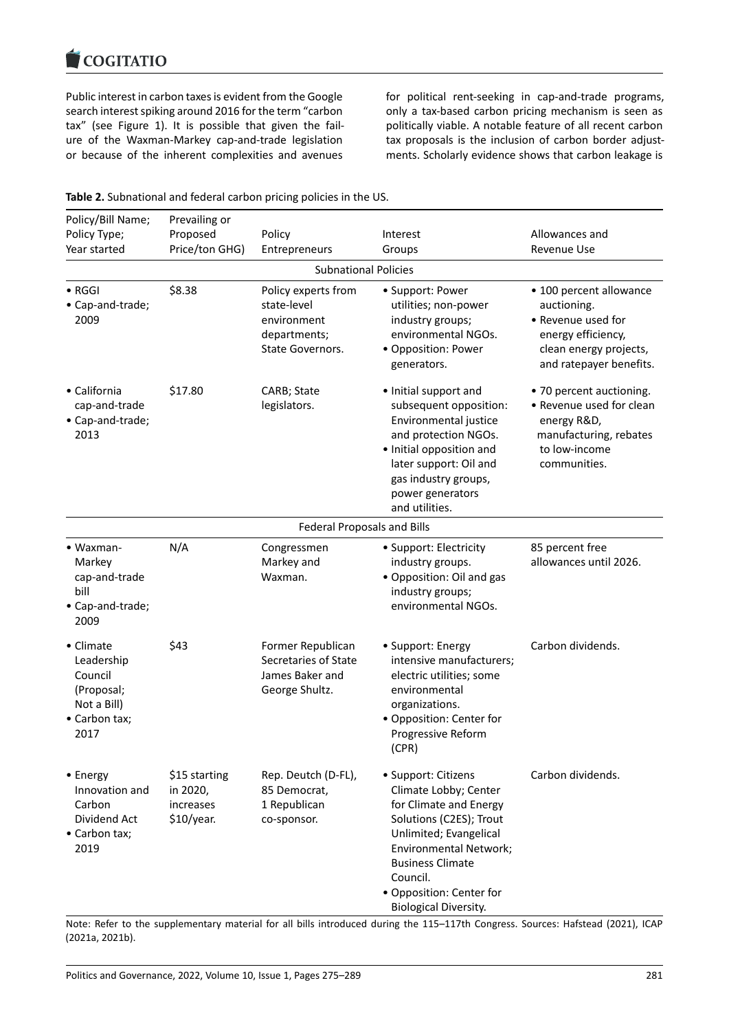Public interest in carbon taxes is evident from the Google search interest spiking around 2016 for the term "carbon tax" (see Figure 1). It is possible that given the failure of the Waxman-Markey cap-and-trade legislation or because of the inherent complexities and avenues for political rent-seeking in cap-and-trade programs, only a tax-based carbon pricing mechanism is seen as politically viable. A notable feature of all recent carbon tax proposals is the inclusion of carbon border adjustments. Scholarly evidence shows that carbon leakage is

**Table 2.** Subnational and federal carbon pricing policies in the US.

| Policy/Bill Name; Policy Type; Year started | Prevailing or Proposed Price/ton GHG) | Policy Entrepreneurs | Interest Groups | Allowances and Revenue Use |
|---|---|---|---|---|
| | | Subnational Policies | | |
| • RGGI<br>• Cap-and-trade; 2009 | $8.38 | Policy experts from state-level environment departments; State Governors. | • Support: Power utilities; non-power industry groups; environmental NGOs.<br>• Opposition: Power generators. | • 100 percent allowance auctioning.<br>• Revenue used for energy efficiency, clean energy projects, and ratepayer benefits. |
| • California cap-and-trade<br>• Cap-and-trade; 2013 | $17.80 | CARB; State legislators. | • Initial support and subsequent opposition: Environmental justice and protection NGOs.<br>• Initial opposition and later support: Oil and gas industry groups, power generators and utilities. | • 70 percent auctioning.<br>• Revenue used for clean energy R&D, manufacturing, rebates to low-income communities. |
| | | Federal Proposals and Bills | | |
| • Waxman-Markey cap-and-trade bill<br>• Cap-and-trade; 2009 | N/A | Congressmen Markey and Waxman. | • Support: Electricity industry groups.<br>• Opposition: Oil and gas industry groups; environmental NGOs. | 85 percent free allowances until 2026. |
| • Climate Leadership Council (Proposal; Not a Bill)<br>• Carbon tax; 2017 | $43 | Former Republican Secretaries of State James Baker and George Shultz. | • Support: Energy intensive manufacturers; electric utilities; some environmental organizations.<br>• Opposition: Center for Progressive Reform (CPR) | Carbon dividends. |
| • Energy Innovation and Carbon Dividend Act<br>• Carbon tax; 2019 | $15 starting in 2020, increases $10/year. | Rep. Deutch (D-FL), 85 Democrat, 1 Republican co-sponsor. | • Support: Citizens Climate Lobby; Center for Climate and Energy Solutions (C2ES); Trout Unlimited; Evangelical Environmental Network; Business Climate Council.<br>• Opposition: Center for Biological Diversity. | Carbon dividends. |

Note: Refer to the supplementary material for all bills introduced during the 115–117th Congress. Sources: Hafstead (2021), ICAP (2021a, 2021b).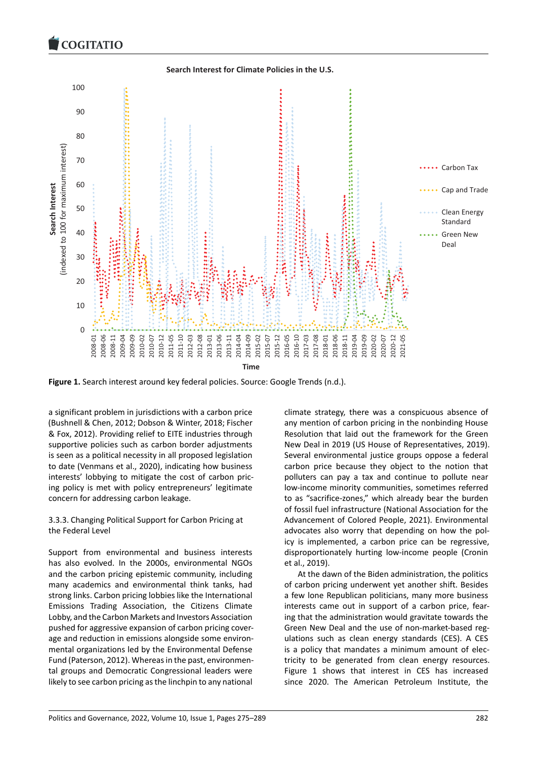Search Interest for Climate Policies in the U.S.

Search Interest (indexed to 100 for maximum interest)

100
90
80
70
60
50
40
30
20
10
0

2008-01
2008-06
2008-11
2009-04
2009-09
2010-02
2010-07
2010-12
2011-05
2011-10
2012-03
2012-08
2013-01
2013-06
2013-11
2014-04
2014-09
2015-02
2015-07
2015-12
2016-05
2016-10
2017-03
2017-08
2018-01
2018-06
2018-11
2019-04
2019-09
2020-02
2020-07
2020-12
2021-05

Time

Carbon Tax
Cap and Trade
Clean Energy Standard
Green New Deal

**Figure 1.** Search interest around key federal policies. Source: Google Trends (n.d.).

a significant problem in jurisdictions with a carbon price (Bushnell & Chen, 2012; Dobson & Winter, 2018; Fischer & Fox, 2012). Providing relief to EITE industries through supportive policies such as carbon border adjustments is seen as a political necessity in all proposed legislation to date (Venmans et al., 2020), indicating how business interests' lobbying to mitigate the cost of carbon pricing policy is met with policy entrepreneurs' legitimate concern for addressing carbon leakage.

#### 3.3.3. Changing Political Support for Carbon Pricing at the Federal Level

Support from environmental and business interests has also evolved. In the 2000s, environmental NGOs and the carbon pricing epistemic community, including many academics and environmental think tanks, had strong links. Carbon pricing lobbies like the International Emissions Trading Association, the Citizens Climate Lobby, and the Carbon Markets and Investors Association pushed for aggressive expansion of carbon pricing coverage and reduction in emissions alongside some environmental organizations led by the Environmental Defense Fund (Paterson, 2012). Whereas in the past, environmental groups and Democratic Congressional leaders were likely to see carbon pricing as the linchpin to any national climate strategy, there was a conspicuous absence of any mention of carbon pricing in the nonbinding House Resolution that laid out the framework for the Green New Deal in 2019 (US House of Representatives, 2019). Several environmental justice groups oppose a federal carbon price because they object to the notion that polluters can pay a tax and continue to pollute near low-income minority communities, sometimes referred to as "sacrifice-zones," which already bear the burden of fossil fuel infrastructure (National Association for the Advancement of Colored People, 2021). Environmental advocates also worry that depending on how the policy is implemented, a carbon price can be regressive, disproportionately hurting low-income people (Cronin et al., 2019).

At the dawn of the Biden administration, the politics of carbon pricing underwent yet another shift. Besides a few lone Republican politicians, many more business interests came out in support of a carbon price, fearing that the administration would gravitate towards the Green New Deal and the use of non-market-based regulations such as clean energy standards (CES). A CES is a policy that mandates a minimum amount of electricity to be generated from clean energy resources. Figure 1 shows that interest in CES has increased since 2020. The American Petroleum Institute, the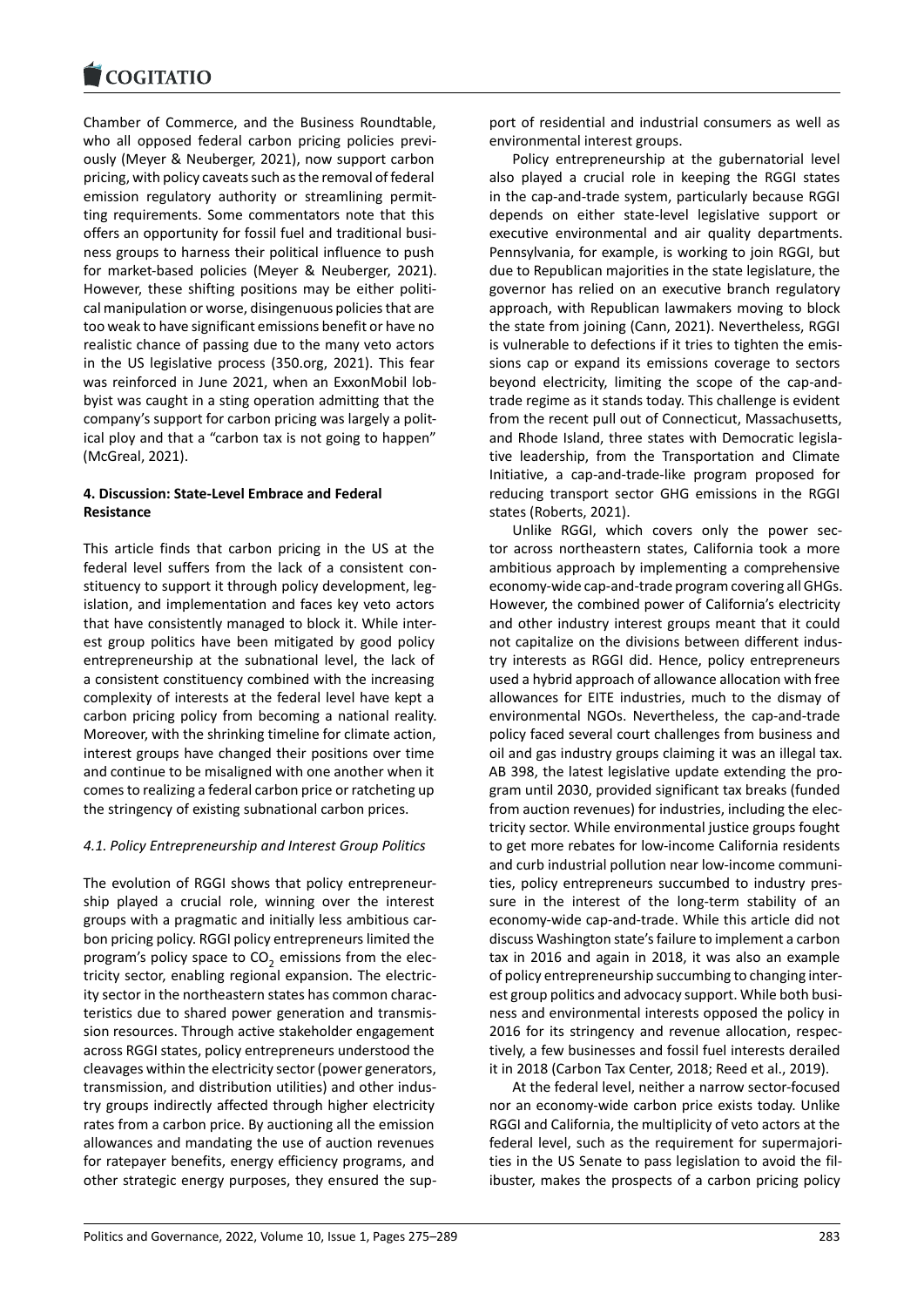Chamber of Commerce, and the Business Roundtable, who all opposed federal carbon pricing policies previously (Meyer & Neuberger, 2021), now support carbon pricing, with policy caveats such as the removal of federal emission regulatory authority or streamlining permitting requirements. Some commentators note that this offers an opportunity for fossil fuel and traditional business groups to harness their political influence to push for market-based policies (Meyer & Neuberger, 2021). However, these shifting positions may be either political manipulation or worse, disingenuous policies that are too weak to have significant emissions benefit or have no realistic chance of passing due to the many veto actors in the US legislative process (350.org, 2021). This fear was reinforced in June 2021, when an ExxonMobil lobbyist was caught in a sting operation admitting that the company's support for carbon pricing was largely a political ploy and that a "carbon tax is not going to happen" (McGreal, 2021).

## 4. Discussion: State-Level Embrace and Federal Resistance

This article finds that carbon pricing in the US at the federal level suffers from the lack of a consistent constituency to support it through policy development, legislation, and implementation and faces key veto actors that have consistently managed to block it. While interest group politics have been mitigated by good policy entrepreneurship at the subnational level, the lack of a consistent constituency combined with the increasing complexity of interests at the federal level have kept a carbon pricing policy from becoming a national reality. Moreover, with the shrinking timeline for climate action, interest groups have changed their positions over time and continue to be misaligned with one another when it comes to realizing a federal carbon price or ratcheting up the stringency of existing subnational carbon prices.

### *4.1. Policy Entrepreneurship and Interest Group Politics*

The evolution of RGGI shows that policy entrepreneurship played a crucial role, winning over the interest groups with a pragmatic and initially less ambitious carbon pricing policy. RGGI policy entrepreneurs limited the program's policy space to $CO_2$ emissions from the electricity sector, enabling regional expansion. The electricity sector in the northeastern states has common characteristics due to shared power generation and transmission resources. Through active stakeholder engagement across RGGI states, policy entrepreneurs understood the cleavages within the electricity sector (power generators, transmission, and distribution utilities) and other industry groups indirectly affected through higher electricity rates from a carbon price. By auctioning all the emission allowances and mandating the use of auction revenues for ratepayer benefits, energy efficiency programs, and other strategic energy purposes, they ensured the support of residential and industrial consumers as well as environmental interest groups.

Policy entrepreneurship at the gubernatorial level also played a crucial role in keeping the RGGI states in the cap-and-trade system, particularly because RGGI depends on either state-level legislative support or executive environmental and air quality departments. Pennsylvania, for example, is working to join RGGI, but due to Republican majorities in the state legislature, the governor has relied on an executive branch regulatory approach, with Republican lawmakers moving to block the state from joining (Cann, 2021). Nevertheless, RGGI is vulnerable to defections if it tries to tighten the emissions cap or expand its emissions coverage to sectors beyond electricity, limiting the scope of the cap-and-trade regime as it stands today. This challenge is evident from the recent pull out of Connecticut, Massachusetts, and Rhode Island, three states with Democratic legislative leadership, from the Transportation and Climate Initiative, a cap-and-trade-like program proposed for reducing transport sector GHG emissions in the RGGI states (Roberts, 2021).

Unlike RGGI, which covers only the power sector across northeastern states, California took a more ambitious approach by implementing a comprehensive economy-wide cap-and-trade program covering all GHGs. However, the combined power of California's electricity and other industry interest groups meant that it could not capitalize on the divisions between different industry interests as RGGI did. Hence, policy entrepreneurs used a hybrid approach of allowance allocation with free allowances for EITE industries, much to the dismay of environmental NGOs. Nevertheless, the cap-and-trade policy faced several court challenges from business and oil and gas industry groups claiming it was an illegal tax. AB 398, the latest legislative update extending the program until 2030, provided significant tax breaks (funded from auction revenues) for industries, including the electricity sector. While environmental justice groups fought to get more rebates for low-income California residents and curb industrial pollution near low-income communities, policy entrepreneurs succumbed to industry pressure in the interest of the long-term stability of an economy-wide cap-and-trade. While this article did not discuss Washington state's failure to implement a carbon tax in 2016 and again in 2018, it was also an example of policy entrepreneurship succumbing to changing interest group politics and advocacy support. While both business and environmental interests opposed the policy in 2016 for its stringency and revenue allocation, respectively, a few businesses and fossil fuel interests derailed it in 2018 (Carbon Tax Center, 2018; Reed et al., 2019).

At the federal level, neither a narrow sector-focused nor an economy-wide carbon price exists today. Unlike RGGI and California, the multiplicity of veto actors at the federal level, such as the requirement for supermajorities in the US Senate to pass legislation to avoid the filibuster, makes the prospects of a carbon pricing policy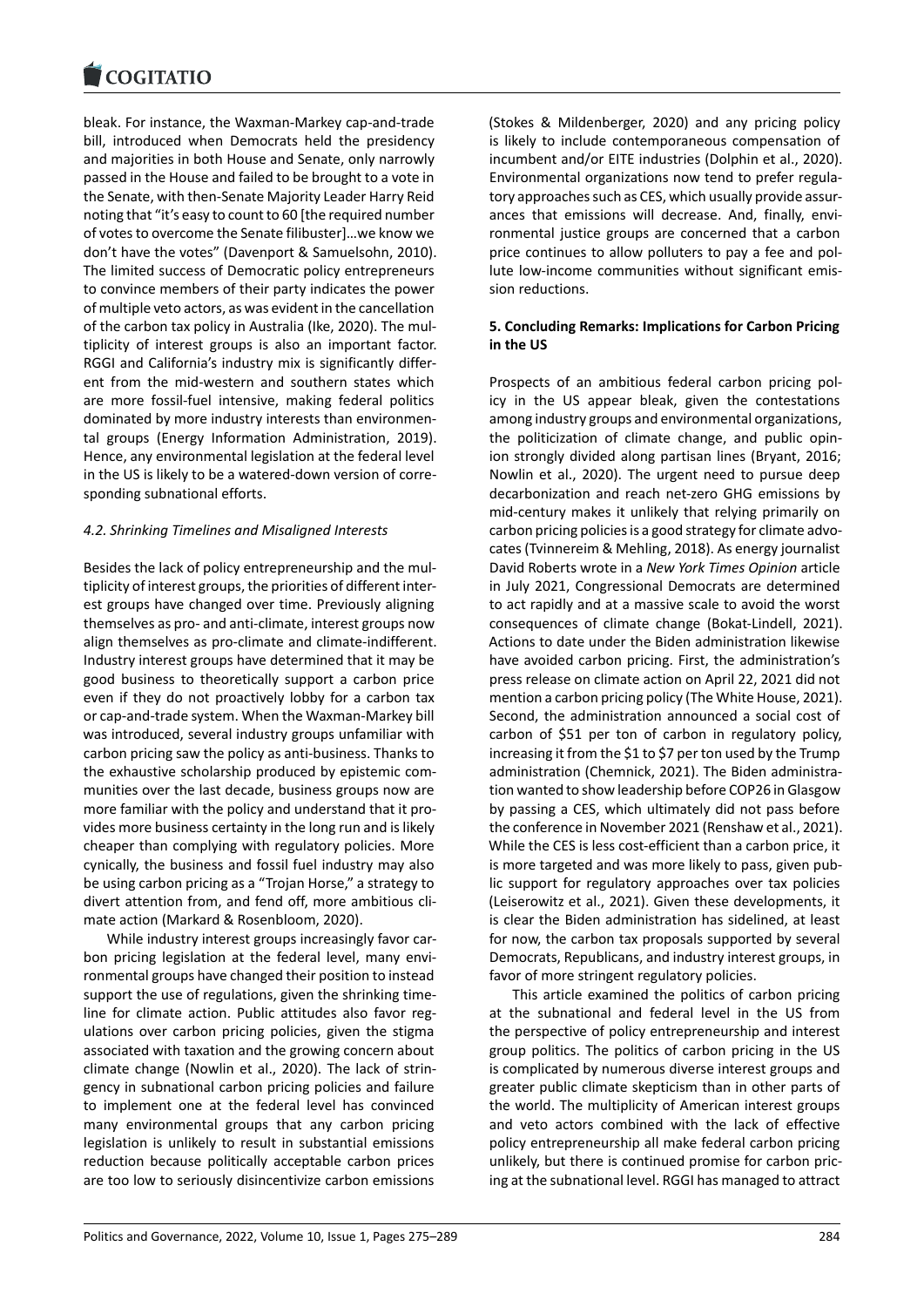bleak. For instance, the Waxman-Markey cap-and-trade bill, introduced when Democrats held the presidency and majorities in both House and Senate, only narrowly passed in the House and failed to be brought to a vote in the Senate, with then-Senate Majority Leader Harry Reid noting that "it's easy to count to 60 [the required number of votes to overcome the Senate filibuster]…we know we don't have the votes" (Davenport & Samuelsohn, 2010). The limited success of Democratic policy entrepreneurs to convince members of their party indicates the power of multiple veto actors, as was evident in the cancellation of the carbon tax policy in Australia (Ike, 2020). The multiplicity of interest groups is also an important factor. RGGI and California's industry mix is significantly different from the mid-western and southern states which are more fossil-fuel intensive, making federal politics dominated by more industry interests than environmental groups (Energy Information Administration, 2019). Hence, any environmental legislation at the federal level in the US is likely to be a watered-down version of corresponding subnational efforts.

### *4.2. Shrinking Timelines and Misaligned Interests*

Besides the lack of policy entrepreneurship and the multiplicity of interest groups, the priorities of different interest groups have changed over time. Previously aligning themselves as pro- and anti-climate, interest groups now align themselves as pro-climate and climate-indifferent. Industry interest groups have determined that it may be good business to theoretically support a carbon price even if they do not proactively lobby for a carbon tax or cap-and-trade system. When the Waxman-Markey bill was introduced, several industry groups unfamiliar with carbon pricing saw the policy as anti-business. Thanks to the exhaustive scholarship produced by epistemic communities over the last decade, business groups now are more familiar with the policy and understand that it provides more business certainty in the long run and is likely cheaper than complying with regulatory policies. More cynically, the business and fossil fuel industry may also be using carbon pricing as a "Trojan Horse," a strategy to divert attention from, and fend off, more ambitious climate action (Markard & Rosenbloom, 2020).

While industry interest groups increasingly favor carbon pricing legislation at the federal level, many environmental groups have changed their position to instead support the use of regulations, given the shrinking timeline for climate action. Public attitudes also favor regulations over carbon pricing policies, given the stigma associated with taxation and the growing concern about climate change (Nowlin et al., 2020). The lack of stringency in subnational carbon pricing policies and failure to implement one at the federal level has convinced many environmental groups that any carbon pricing legislation is unlikely to result in substantial emissions reduction because politically acceptable carbon prices are too low to seriously disincentivize carbon emissions (Stokes & Mildenberger, 2020) and any pricing policy is likely to include contemporaneous compensation of incumbent and/or EITE industries (Dolphin et al., 2020). Environmental organizations now tend to prefer regulatory approaches such as CES, which usually provide assurances that emissions will decrease. And, finally, environmental justice groups are concerned that a carbon price continues to allow polluters to pay a fee and pollute low-income communities without significant emission reductions.

## **5. Concluding Remarks: Implications for Carbon Pricing in the US**

Prospects of an ambitious federal carbon pricing policy in the US appear bleak, given the contestations among industry groups and environmental organizations, the politicization of climate change, and public opinion strongly divided along partisan lines (Bryant, 2016; Nowlin et al., 2020). The urgent need to pursue deep decarbonization and reach net-zero GHG emissions by mid-century makes it unlikely that relying primarily on carbon pricing policies is a good strategy for climate advocates (Tvinnereim & Mehling, 2018). As energy journalist David Roberts wrote in a *New York Times Opinion* article in July 2021, Congressional Democrats are determined to act rapidly and at a massive scale to avoid the worst consequences of climate change (Bokat-Lindell, 2021). Actions to date under the Biden administration likewise have avoided carbon pricing. First, the administration's press release on climate action on April 22, 2021 did not mention a carbon pricing policy (The White House, 2021). Second, the administration announced a social cost of carbon of $51 per ton of carbon in regulatory policy, increasing it from the $1 to $7 per ton used by the Trump administration (Chemnick, 2021). The Biden administration wanted to show leadership before COP26 in Glasgow by passing a CES, which ultimately did not pass before the conference in November 2021 (Renshaw et al., 2021). While the CES is less cost-efficient than a carbon price, it is more targeted and was more likely to pass, given public support for regulatory approaches over tax policies (Leiserowitz et al., 2021). Given these developments, it is clear the Biden administration has sidelined, at least for now, the carbon tax proposals supported by several Democrats, Republicans, and industry interest groups, in favor of more stringent regulatory policies.

This article examined the politics of carbon pricing at the subnational and federal level in the US from the perspective of policy entrepreneurship and interest group politics. The politics of carbon pricing in the US is complicated by numerous diverse interest groups and greater public climate skepticism than in other parts of the world. The multiplicity of American interest groups and veto actors combined with the lack of effective policy entrepreneurship all make federal carbon pricing unlikely, but there is continued promise for carbon pricing at the subnational level. RGGI has managed to attract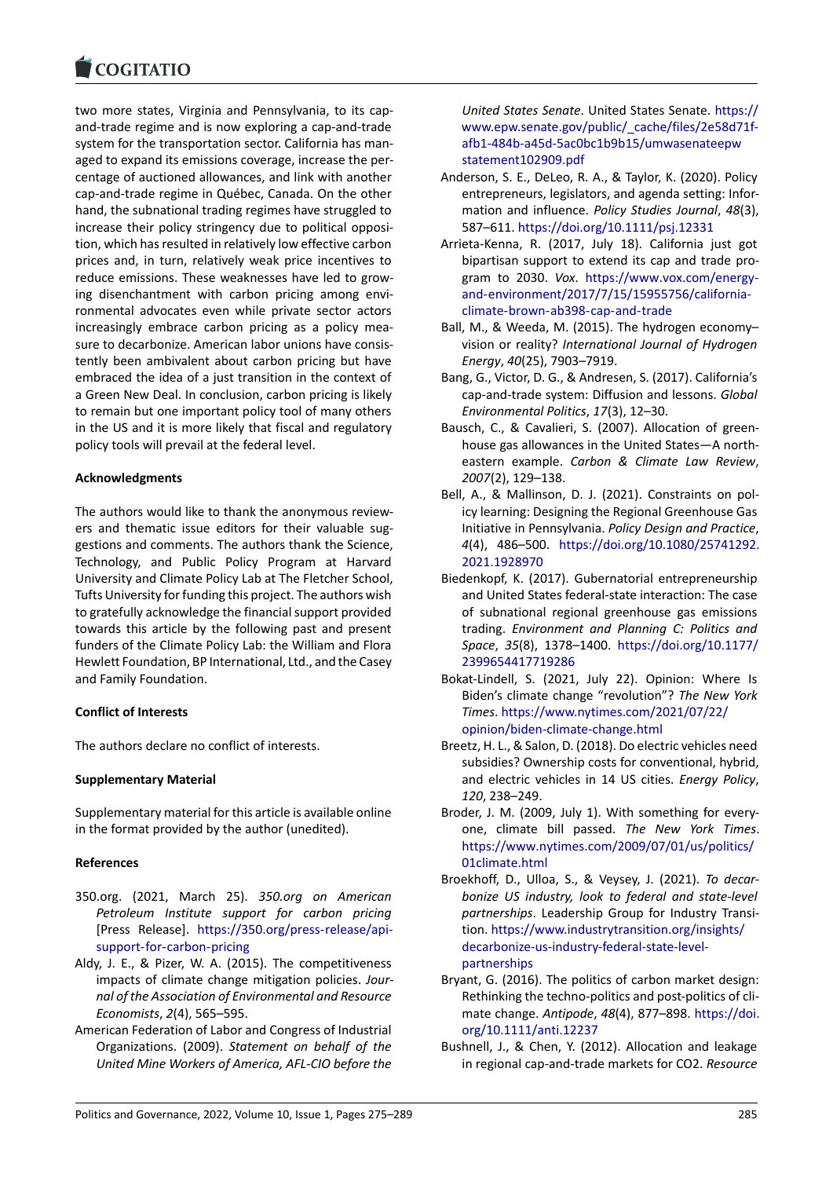two more states, Virginia and Pennsylvania, to its cap-and-trade regime and is now exploring a cap-and-trade system for the transportation sector. California has managed to expand its emissions coverage, increase the percentage of auctioned allowances, and link with another cap-and-trade regime in Québec, Canada. On the other hand, the subnational trading regimes have struggled to increase their policy stringency due to political opposition, which has resulted in relatively low effective carbon prices and, in turn, relatively weak price incentives to reduce emissions. These weaknesses have led to growing disenchantment with carbon pricing among environmental advocates even while private sector actors increasingly embrace carbon pricing as a policy measure to decarbonize. American labor unions have consistently been ambivalent about carbon pricing but have embraced the idea of a just transition in the context of a Green New Deal. In conclusion, carbon pricing is likely to remain but one important policy tool of many others in the US and it is more likely that fiscal and regulatory policy tools will prevail at the federal level.

## Acknowledgments

The authors would like to thank the anonymous reviewers and thematic issue editors for their valuable suggestions and comments. The authors thank the Science, Technology, and Public Policy Program at Harvard University and Climate Policy Lab at The Fletcher School, Tufts University for funding this project. The authors wish to gratefully acknowledge the financial support provided towards this article by the following past and present funders of the Climate Policy Lab: the William and Flora Hewlett Foundation, BP International, Ltd., and the Casey and Family Foundation.

## Conflict of Interests

The authors declare no conflict of interests.

## Supplementary Material

Supplementary material for this article is available online in the format provided by the author (unedited).

## References

350.org. (2021, March 25). *350.org on American Petroleum Institute support for carbon pricing* [Press Release]. https://350.org/press-release/api-support-for-carbon-pricing

Aldy, J. E., & Pizer, W. A. (2015). The competitiveness impacts of climate change mitigation policies. *Journal of the Association of Environmental and Resource Economists*, *2*(4), 565–595.

American Federation of Labor and Congress of Industrial Organizations. (2009). *Statement on behalf of the United Mine Workers of America, AFL-CIO before the United States Senate*. United States Senate. https://www.epw.senate.gov/public/_cache/files/2e58d71f-afb1-484b-a45d-5ac0bc1b9b15/umwasenateepw statement102909.pdf

Anderson, S. E., DeLeo, R. A., & Taylor, K. (2020). Policy entrepreneurs, legislators, and agenda setting: Information and influence. *Policy Studies Journal*, *48*(3), 587–611. https://doi.org/10.1111/psj.12331

Arrieta-Kenna, R. (2017, July 18). California just got bipartisan support to extend its cap and trade program to 2030. *Vox*. https://www.vox.com/energy-and-environment/2017/7/15/15955756/california-climate-brown-ab398-cap-and-trade

Ball, M., & Weeda, M. (2015). The hydrogen economy—vision or reality? *International Journal of Hydrogen Energy*, *40*(25), 7903–7919.

Bang, G., Victor, D. G., & Andresen, S. (2017). California's cap-and-trade system: Diffusion and lessons. *Global Environmental Politics*, *17*(3), 12–30.

Bausch, C., & Cavalieri, S. (2007). Allocation of greenhouse gas allowances in the United States—A northeastern example. *Carbon & Climate Law Review*, *2007*(2), 129–138.

Bell, A., & Mallinson, D. J. (2021). Constraints on policy learning: Designing the Regional Greenhouse Gas Initiative in Pennsylvania. *Policy Design and Practice*, *4*(4), 486–500. https://doi.org/10.1080/25741292.2021.1928970

Biedenkopf, K. (2017). Gubernatorial entrepreneurship and United States federal-state interaction: The case of subnational regional greenhouse gas emissions trading. *Environment and Planning C: Politics and Space*, *35*(8), 1378–1400. https://doi.org/10.1177/2399654417719286

Bokat-Lindell, S. (2021, July 22). Opinion: Where Is Biden's climate change "revolution"? *The New York Times*. https://www.nytimes.com/2021/07/22/opinion/biden-climate-change.html

Breetz, H. L., & Salon, D. (2018). Do electric vehicles need subsidies? Ownership costs for conventional, hybrid, and electric vehicles in 14 US cities. *Energy Policy*, *120*, 238–249.

Broder, J. M. (2009, July 1). With something for everyone, climate bill passed. *The New York Times*. https://www.nytimes.com/2009/07/01/us/politics/01climate.html

Broekhoff, D., Ulloa, S., & Veysey, J. (2021). *To decarbonize US industry, look to federal and state-level partnerships*. Leadership Group for Industry Transition. https://www.industrytransition.org/insights/decarbonize-us-industry-federal-state-level-partnerships

Bryant, G. (2016). The politics of carbon market design: Rethinking the techno-politics and post-politics of climate change. *Antipode*, *48*(4), 877–898. https://doi.org/10.1111/anti.12237

Bushnell, J., & Chen, Y. (2012). Allocation and leakage in regional cap-and-trade markets for CO2. *Resource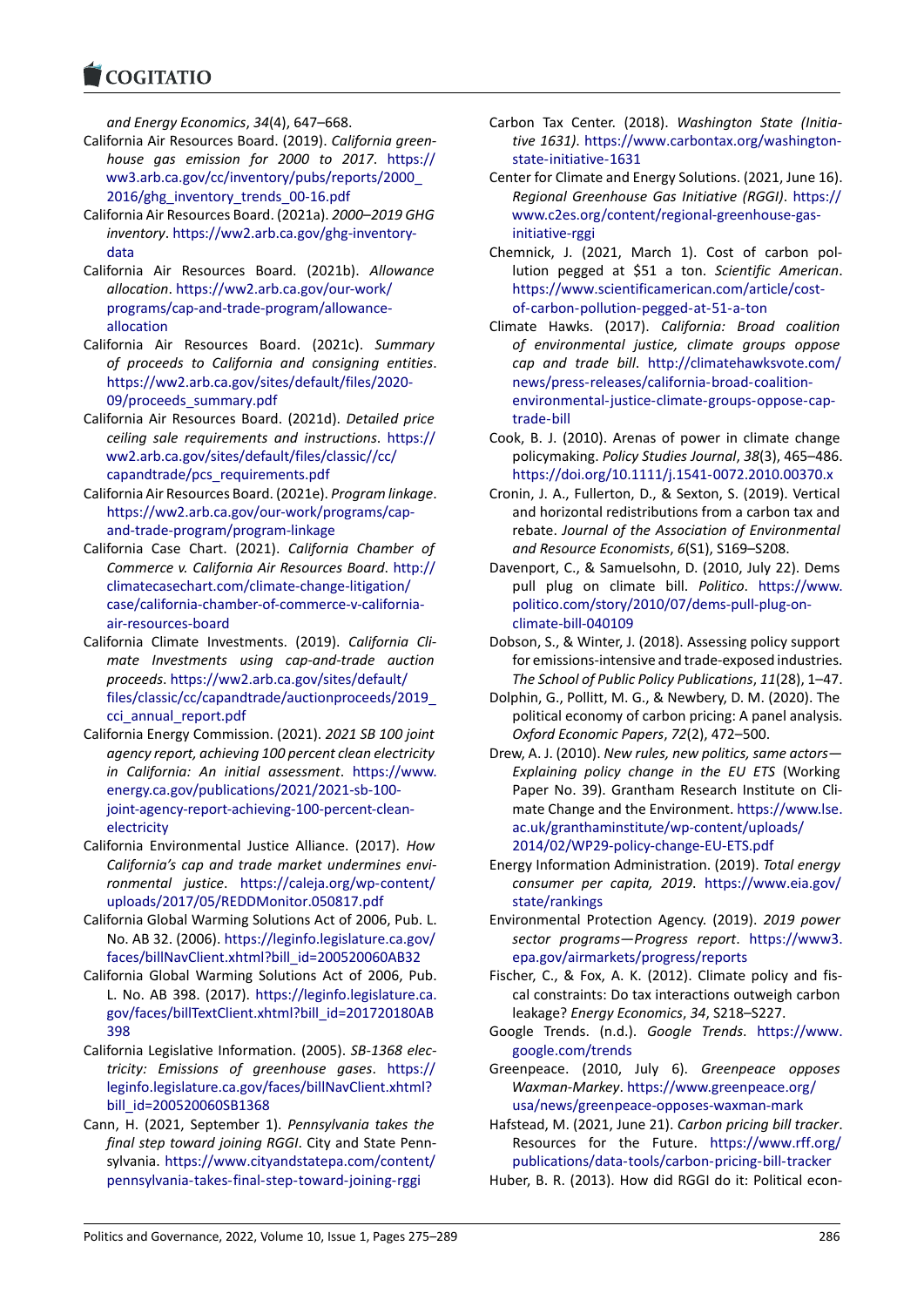*and Energy Economics*, *34*(4), 647–668.

California Air Resources Board. (2019). *California greenhouse gas emission for 2000 to 2017*. https://ww3.arb.ca.gov/cc/inventory/pubs/reports/2000_2016/ghg_inventory_trends_00-16.pdf

California Air Resources Board. (2021a). *2000–2019 GHG inventory*. https://ww2.arb.ca.gov/ghg-inventory-data

California Air Resources Board. (2021b). *Allowance allocation*. https://ww2.arb.ca.gov/our-work/programs/cap-and-trade-program/allowance-allocation

California Air Resources Board. (2021c). *Summary of proceeds to California and consigning entities*. https://ww2.arb.ca.gov/sites/default/files/2020-09/proceeds_summary.pdf

California Air Resources Board. (2021d). *Detailed price ceiling sale requirements and instructions*. https://ww2.arb.ca.gov/sites/default/files/classic//cc/capandtrade/pcs_requirements.pdf

California Air Resources Board. (2021e). *Program linkage*. https://ww2.arb.ca.gov/our-work/programs/cap-and-trade-program/program-linkage

California Case Chart. (2021). *California Chamber of Commerce v. California Air Resources Board*. http://climatecasechart.com/climate-change-litigation/case/california-chamber-of-commerce-v-california-air-resources-board

California Climate Investments. (2019). *California Climate Investments using cap-and-trade auction proceeds*. https://ww2.arb.ca.gov/sites/default/files/classic/cc/capandtrade/auctionproceeds/2019_cci_annual_report.pdf

California Energy Commission. (2021). *2021 SB 100 joint agency report, achieving 100 percent clean electricity in California: An initial assessment*. https://www.energy.ca.gov/publications/2021/2021-sb-100-joint-agency-report-achieving-100-percent-clean-electricity

California Environmental Justice Alliance. (2017). *How California's cap and trade market undermines environmental justice*. https://caleja.org/wp-content/uploads/2017/05/REDDMonitor.050817.pdf

California Global Warming Solutions Act of 2006, Pub. L. No. AB 32. (2006). https://leginfo.legislature.ca.gov/faces/billNavClient.xhtml?bill_id=200520060AB32

California Global Warming Solutions Act of 2006, Pub. L. No. AB 398. (2017). https://leginfo.legislature.ca.gov/faces/billTextClient.xhtml?bill_id=201720180AB398

California Legislative Information. (2005). *SB-1368 electricity: Emissions of greenhouse gases*. https://leginfo.legislature.ca.gov/faces/billNavClient.xhtml?bill_id=200520060SB1368

Cann, H. (2021, September 1). *Pennsylvania takes the final step toward joining RGGI*. City and State Pennsylvania. https://www.cityandstatepa.com/content/pennsylvania-takes-final-step-toward-joining-rggi

Carbon Tax Center. (2018). *Washington State (Initiative 1631)*. https://www.carbontax.org/washington-state-initiative-1631

Center for Climate and Energy Solutions. (2021, June 16). *Regional Greenhouse Gas Initiative (RGGI)*. https://www.c2es.org/content/regional-greenhouse-gas-initiative-rggi

Chemnick, J. (2021, March 1). Cost of carbon pollution pegged at $51 a ton. *Scientific American*. https://www.scientificamerican.com/article/cost-of-carbon-pollution-pegged-at-51-a-ton

Climate Hawks. (2017). *California: Broad coalition of environmental justice, climate groups oppose cap and trade bill*. http://climatehawksvote.com/news/press-releases/california-broad-coalition-environmental-justice-climate-groups-oppose-cap-trade-bill

Cook, B. J. (2010). Arenas of power in climate change policymaking. *Policy Studies Journal*, *38*(3), 465–486. https://doi.org/10.1111/j.1541-0072.2010.00370.x

Cronin, J. A., Fullerton, D., & Sexton, S. (2019). Vertical and horizontal redistributions from a carbon tax and rebate. *Journal of the Association of Environmental and Resource Economists*, *6*(S1), S169–S208.

Davenport, C., & Samuelsohn, D. (2010, July 22). Dems pull plug on climate bill. *Politico*. https://www.politico.com/story/2010/07/dems-pull-plug-on-climate-bill-040109

Dobson, S., & Winter, J. (2018). Assessing policy support for emissions-intensive and trade-exposed industries. *The School of Public Policy Publications*, *11*(28), 1–47.

Dolphin, G., Pollitt, M. G., & Newbery, D. M. (2020). The political economy of carbon pricing: A panel analysis. *Oxford Economic Papers*, *72*(2), 472–500.

Drew, A. J. (2010). *New rules, new politics, same actors—Explaining policy change in the EU ETS* (Working Paper No. 39). Grantham Research Institute on Climate Change and the Environment. https://www.lse.ac.uk/granthaminstitute/wp-content/uploads/2014/02/WP29-policy-change-EU-ETS.pdf

Energy Information Administration. (2019). *Total energy consumer per capita, 2019*. https://www.eia.gov/state/rankings

Environmental Protection Agency. (2019). *2019 power sector programs—Progress report*. https://www3.epa.gov/airmarkets/progress/reports

Fischer, C., & Fox, A. K. (2012). Climate policy and fiscal constraints: Do tax interactions outweigh carbon leakage? *Energy Economics*, *34*, S218–S227.

Google Trends. (n.d.). *Google Trends*. https://www.google.com/trends

Greenpeace. (2010, July 6). *Greenpeace opposes Waxman-Markey*. https://www.greenpeace.org/usa/news/greenpeace-opposes-waxman-mark

Hafstead, M. (2021, June 21). *Carbon pricing bill tracker*. Resources for the Future. https://www.rff.org/publications/data-tools/carbon-pricing-bill-tracker

Huber, B. R. (2013). How did RGGI do it: Political econ-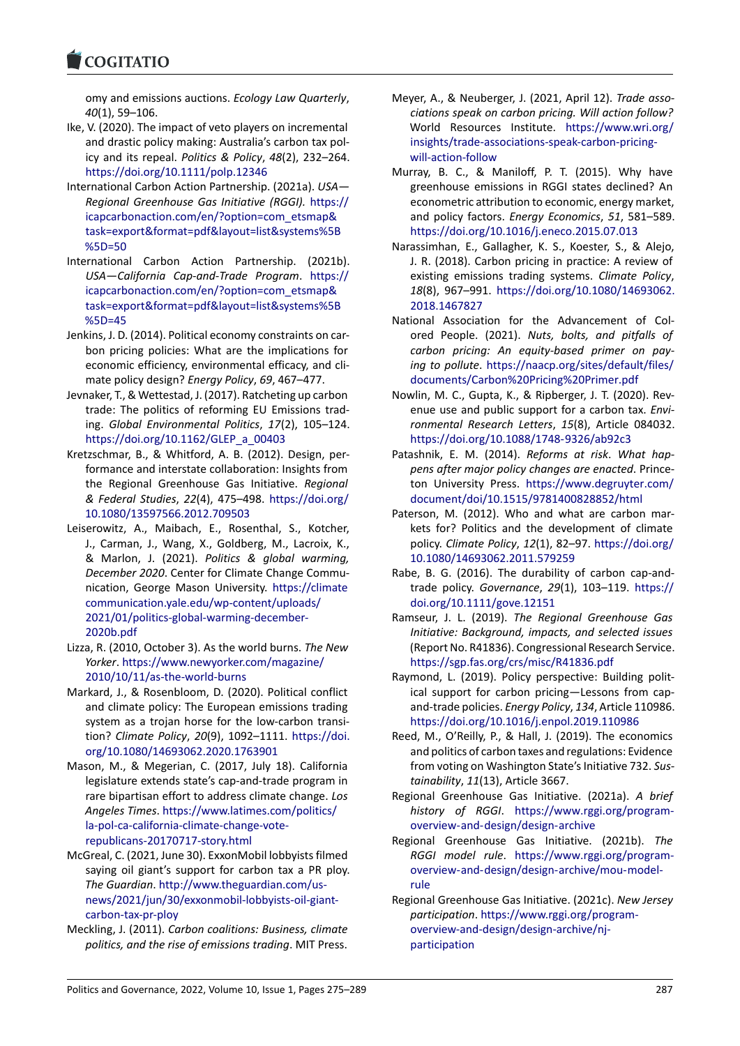omy and emissions auctions. *Ecology Law Quarterly*, *40*(1), 59–106.

Ike, V. (2020). The impact of veto players on incremental and drastic policy making: Australia's carbon tax policy and its repeal. *Politics & Policy*, *48*(2), 232–264. https://doi.org/10.1111/polp.12346

International Carbon Action Partnership. (2021a). *USA—Regional Greenhouse Gas Initiative (RGGI).* https://icapcarbonaction.com/en/?option=com_etsmap&task=export&format=pdf&layout=list&systems%5B%5D=50

International Carbon Action Partnership. (2021b). *USA—California Cap-and-Trade Program*. https://icapcarbonaction.com/en/?option=com_etsmap&task=export&format=pdf&layout=list&systems%5B%5D=45

Jenkins, J. D. (2014). Political economy constraints on carbon pricing policies: What are the implications for economic efficiency, environmental efficacy, and climate policy design? *Energy Policy*, *69*, 467–477.

Jevnaker, T., & Wettestad, J. (2017). Ratcheting up carbon trade: The politics of reforming EU Emissions trading. *Global Environmental Politics*, *17*(2), 105–124. https://doi.org/10.1162/GLEP_a_00403

Kretzschmar, B., & Whitford, A. B. (2012). Design, performance and interstate collaboration: Insights from the Regional Greenhouse Gas Initiative. *Regional & Federal Studies*, *22*(4), 475–498. https://doi.org/10.1080/13597566.2012.709503

Leiserowitz, A., Maibach, E., Rosenthal, S., Kotcher, J., Carman, J., Wang, X., Goldberg, M., Lacroix, K., & Marlon, J. (2021). *Politics & global warming, December 2020*. Center for Climate Change Communication, George Mason University. https://climatecommunication.yale.edu/wp-content/uploads/2021/01/politics-global-warming-december-2020b.pdf

Lizza, R. (2010, October 3). As the world burns. *The New Yorker*. https://www.newyorker.com/magazine/2010/10/11/as-the-world-burns

Markard, J., & Rosenbloom, D. (2020). Political conflict and climate policy: The European emissions trading system as a trojan horse for the low-carbon transition? *Climate Policy*, *20*(9), 1092–1111. https://doi.org/10.1080/14693062.2020.1763901

Mason, M., & Megerian, C. (2017, July 18). California legislature extends state's cap-and-trade program in rare bipartisan effort to address climate change. *Los Angeles Times*. https://www.latimes.com/politics/la-pol-ca-california-climate-change-vote-republicans-20170717-story.html

McGreal, C. (2021, June 30). ExxonMobil lobbyists filmed saying oil giant's support for carbon tax a PR ploy. *The Guardian*. http://www.theguardian.com/us-news/2021/jun/30/exxonmobil-lobbyists-oil-giant-carbon-tax-pr-ploy

Meckling, J. (2011). *Carbon coalitions: Business, climate politics, and the rise of emissions trading*. MIT Press.

Meyer, A., & Neuberger, J. (2021, April 12). *Trade associations speak on carbon pricing. Will action follow?* World Resources Institute. https://www.wri.org/insights/trade-associations-speak-carbon-pricing-will-action-follow

Murray, B. C., & Maniloff, P. T. (2015). Why have greenhouse emissions in RGGI states declined? An econometric attribution to economic, energy market, and policy factors. *Energy Economics*, *51*, 581–589. https://doi.org/10.1016/j.eneco.2015.07.013

Narassimhan, E., Gallagher, K. S., Koester, S., & Alejo, J. R. (2018). Carbon pricing in practice: A review of existing emissions trading systems. *Climate Policy*, *18*(8), 967–991. https://doi.org/10.1080/14693062.2018.1467827

National Association for the Advancement of Colored People. (2021). *Nuts, bolts, and pitfalls of carbon pricing: An equity-based primer on paying to pollute*. https://naacp.org/sites/default/files/documents/Carbon%20Pricing%20Primer.pdf

Nowlin, M. C., Gupta, K., & Ripberger, J. T. (2020). Revenue use and public support for a carbon tax. *Environmental Research Letters*, *15*(8), Article 084032. https://doi.org/10.1088/1748-9326/ab92c3

Patashnik, E. M. (2014). *Reforms at risk. What happens after major policy changes are enacted*. Princeton University Press. https://www.degruyter.com/document/doi/10.1515/9781400828852/html

Paterson, M. (2012). Who and what are carbon markets for? Politics and the development of climate policy. *Climate Policy*, *12*(1), 82–97. https://doi.org/10.1080/14693062.2011.579259

Rabe, B. G. (2016). The durability of carbon cap-and-trade policy. *Governance*, *29*(1), 103–119. https://doi.org/10.1111/gove.12151

Ramseur, J. L. (2019). *The Regional Greenhouse Gas Initiative: Background, impacts, and selected issues* (Report No. R41836). Congressional Research Service. https://sgp.fas.org/crs/misc/R41836.pdf

Raymond, L. (2019). Policy perspective: Building political support for carbon pricing—Lessons from cap-and-trade policies. *Energy Policy*, *134*, Article 110986. https://doi.org/10.1016/j.enpol.2019.110986

Reed, M., O'Reilly, P., & Hall, J. (2019). The economics and politics of carbon taxes and regulations: Evidence from voting on Washington State's Initiative 732. *Sustainability*, *11*(13), Article 3667.

Regional Greenhouse Gas Initiative. (2021a). *A brief history of RGGI*. https://www.rggi.org/program-overview-and-design/design-archive

Regional Greenhouse Gas Initiative. (2021b). *The RGGI model rule*. https://www.rggi.org/program-overview-and-design/design-archive/mou-model-rule

Regional Greenhouse Gas Initiative. (2021c). *New Jersey participation*. https://www.rggi.org/program-overview-and-design/design-archive/nj-participation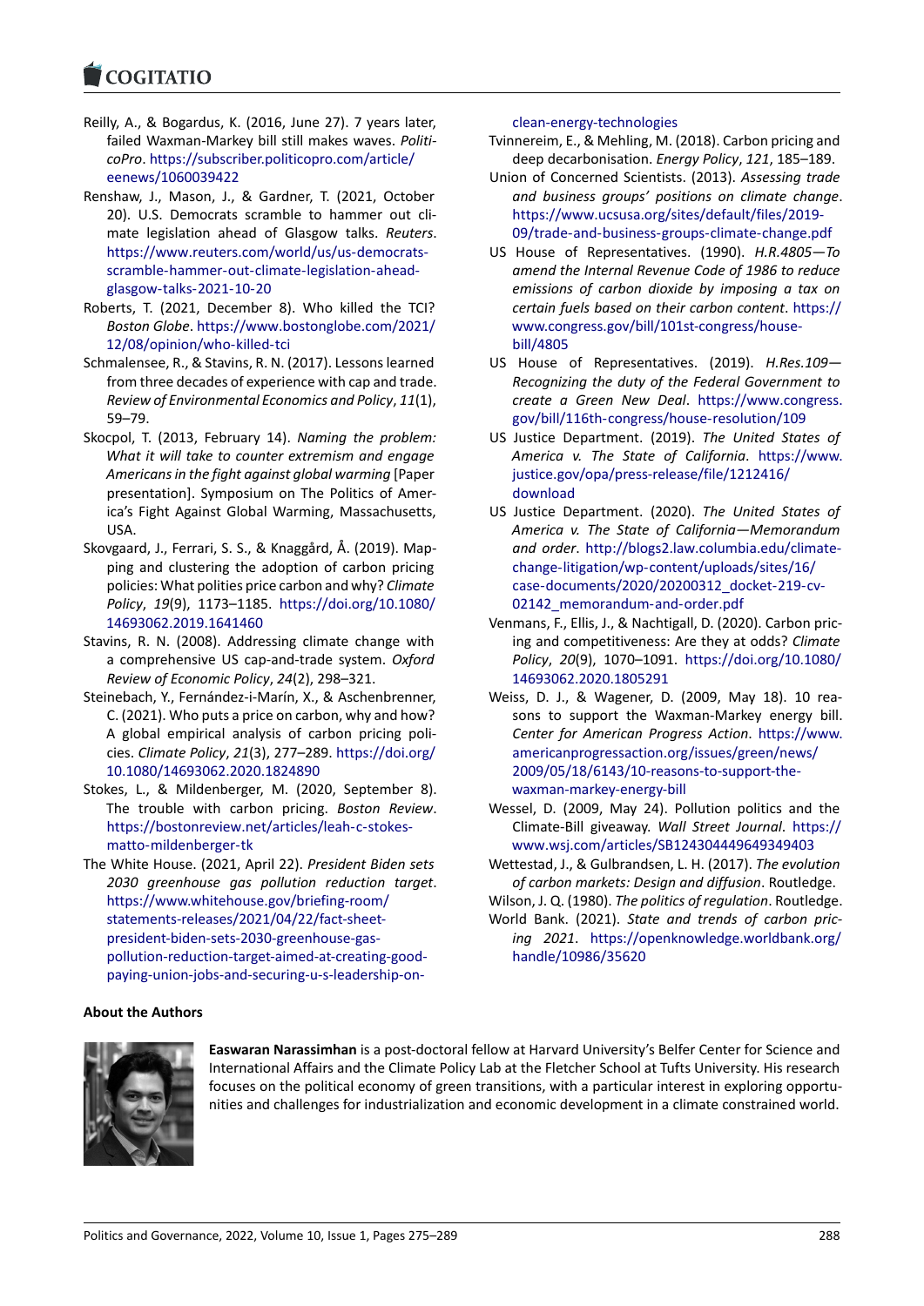Reilly, A., & Bogardus, K. (2016, June 27). 7 years later, failed Waxman-Markey bill still makes waves. *PoliticoPro*. https://subscriber.politicopro.com/article/eenews/1060039422

Renshaw, J., Mason, J., & Gardner, T. (2021, October 20). U.S. Democrats scramble to hammer out climate legislation ahead of Glasgow talks. *Reuters*. https://www.reuters.com/world/us/us-democrats-scramble-hammer-out-climate-legislation-ahead-glasgow-talks-2021-10-20

Roberts, T. (2021, December 8). Who killed the TCI? *Boston Globe*. https://www.bostonglobe.com/2021/12/08/opinion/who-killed-tci

Schmalensee, R., & Stavins, R. N. (2017). Lessons learned from three decades of experience with cap and trade. *Review of Environmental Economics and Policy*, *11*(1), 59–79.

Skocpol, T. (2013, February 14). *Naming the problem: What it will take to counter extremism and engage Americans in the fight against global warming* [Paper presentation]. Symposium on The Politics of America's Fight Against Global Warming, Massachusetts, USA.

Skovgaard, J., Ferrari, S. S., & Knaggård, Å. (2019). Mapping and clustering the adoption of carbon pricing policies: What polities price carbon and why? *Climate Policy*, *19*(9), 1173–1185. https://doi.org/10.1080/14693062.2019.1641460

Stavins, R. N. (2008). Addressing climate change with a comprehensive US cap-and-trade system. *Oxford Review of Economic Policy*, *24*(2), 298–321.

Steinebach, Y., Fernández-i-Marín, X., & Aschenbrenner, C. (2021). Who puts a price on carbon, why and how? A global empirical analysis of carbon pricing policies. *Climate Policy*, *21*(3), 277–289. https://doi.org/10.1080/14693062.2020.1824890

Stokes, L., & Mildenberger, M. (2020, September 8). The trouble with carbon pricing. *Boston Review*. https://bostonreview.net/articles/leah-c-stokes-matto-mildenberger-tk

The White House. (2021, April 22). *President Biden sets 2030 greenhouse gas pollution reduction target*. https://www.whitehouse.gov/briefing-room/statements-releases/2021/04/22/fact-sheet-president-biden-sets-2030-greenhouse-gas-pollution-reduction-target-aimed-at-creating-good-paying-union-jobs-and-securing-u-s-leadership-on-clean-energy-technologies

Tvinnereim, E., & Mehling, M. (2018). Carbon pricing and deep decarbonisation. *Energy Policy*, *121*, 185–189.

Union of Concerned Scientists. (2013). *Assessing trade and business groups' positions on climate change*. https://www.ucsusa.org/sites/default/files/2019-09/trade-and-business-groups-climate-change.pdf

US House of Representatives. (1990). *H.R.4805—To amend the Internal Revenue Code of 1986 to reduce emissions of carbon dioxide by imposing a tax on certain fuels based on their carbon content*. https://www.congress.gov/bill/101st-congress/house-bill/4805

US House of Representatives. (2019). *H.Res.109—Recognizing the duty of the Federal Government to create a Green New Deal*. https://www.congress.gov/bill/116th-congress/house-resolution/109

US Justice Department. (2019). *The United States of America v. The State of California*. https://www.justice.gov/opa/press-release/file/1212416/download

US Justice Department. (2020). *The United States of America v. The State of California—Memorandum and order*. http://blogs2.law.columbia.edu/climate-change-litigation/wp-content/uploads/sites/16/case-documents/2020/20200312_docket-219-cv-02142_memorandum-and-order.pdf

Venmans, F., Ellis, J., & Nachtigall, D. (2020). Carbon pricing and competitiveness: Are they at odds? *Climate Policy*, *20*(9), 1070–1091. https://doi.org/10.1080/14693062.2020.1805291

Weiss, D. J., & Wagener, D. (2009, May 18). 10 reasons to support the Waxman-Markey energy bill. *Center for American Progress Action*. https://www.americanprogressaction.org/issues/green/news/2009/05/18/6143/10-reasons-to-support-the-waxman-markey-energy-bill

Wessel, D. (2009, May 24). Pollution politics and the Climate-Bill giveaway. *Wall Street Journal*. https://www.wsj.com/articles/SB124304449649349403

Wettestad, J., & Gulbrandsen, L. H. (2017). *The evolution of carbon markets: Design and diffusion*. Routledge.

Wilson, J. Q. (1980). *The politics of regulation*. Routledge.

World Bank. (2021). *State and trends of carbon pricing 2021*. https://openknowledge.worldbank.org/handle/10986/35620

**About the Authors**

**Easwaran Narassimhan** is a post-doctoral fellow at Harvard University's Belfer Center for Science and International Affairs and the Climate Policy Lab at the Fletcher School at Tufts University. His research focuses on the political economy of green transitions, with a particular interest in exploring opportunities and challenges for industrialization and economic development in a climate constrained world.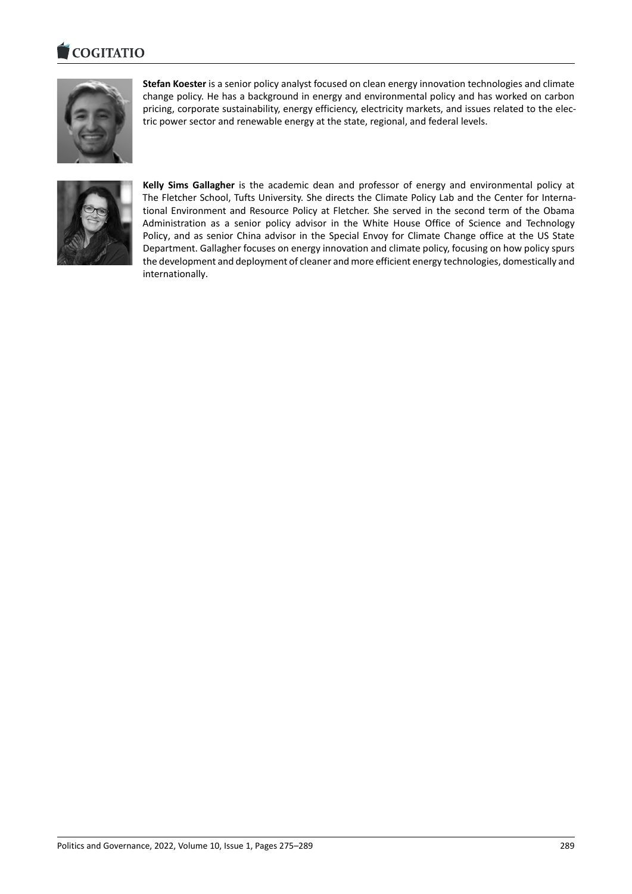**Stefan Koester** is a senior policy analyst focused on clean energy innovation technologies and climate change policy. He has a background in energy and environmental policy and has worked on carbon pricing, corporate sustainability, energy efficiency, electricity markets, and issues related to the electric power sector and renewable energy at the state, regional, and federal levels.

**Kelly Sims Gallagher** is the academic dean and professor of energy and environmental policy at The Fletcher School, Tufts University. She directs the Climate Policy Lab and the Center for International Environment and Resource Policy at Fletcher. She served in the second term of the Obama Administration as a senior policy advisor in the White House Office of Science and Technology Policy, and as senior China advisor in the Special Envoy for Climate Change office at the US State Department. Gallagher focuses on energy innovation and climate policy, focusing on how policy spurs the development and deployment of cleaner and more efficient energy technologies, domestically and internationally.